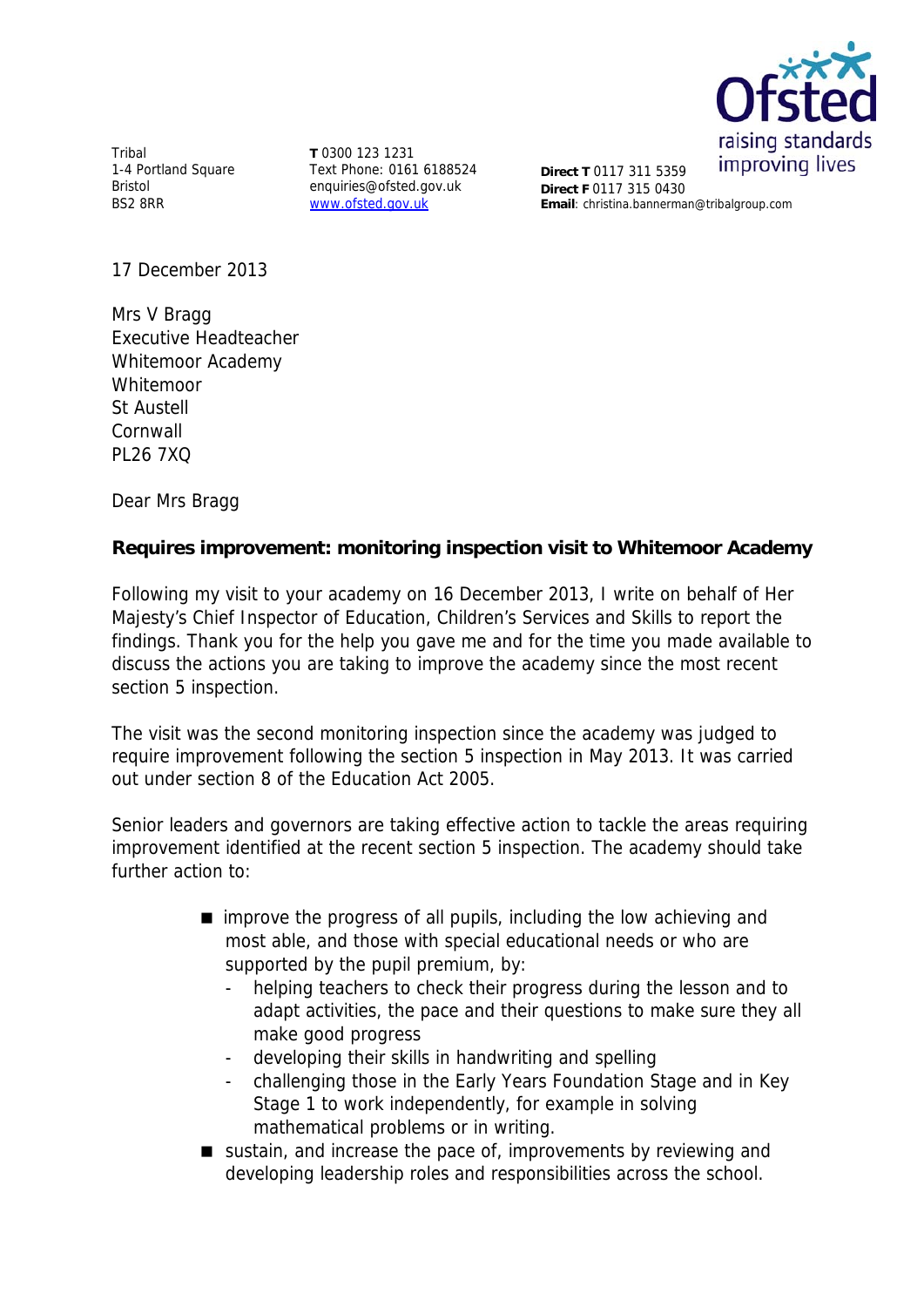Tribal
1-4 Portland Square
Bristol
BS2 8RR

**T** 0300 123 1231
Text Phone: 0161 6188524
enquiries@ofsted.gov.uk
www.ofsted.gov.uk

**Direct T** 0117 311 5359
**Direct F** 0117 315 0430
**Email**: christina.bannerman@tribalgroup.com

17 December 2013

Mrs V Bragg
Executive Headteacher
Whitemoor Academy
Whitemoor
St Austell
Cornwall
PL26 7XQ

Dear Mrs Bragg

**Requires improvement: monitoring inspection visit to Whitemoor Academy**

Following my visit to your academy on 16 December 2013, I write on behalf of Her Majesty's Chief Inspector of Education, Children's Services and Skills to report the findings. Thank you for the help you gave me and for the time you made available to discuss the actions you are taking to improve the academy since the most recent section 5 inspection.

The visit was the second monitoring inspection since the academy was judged to require improvement following the section 5 inspection in May 2013. It was carried out under section 8 of the Education Act 2005.

Senior leaders and governors are taking effective action to tackle the areas requiring improvement identified at the recent section 5 inspection. The academy should take further action to:

- improve the progress of all pupils, including the low achieving and most able, and those with special educational needs or who are supported by the pupil premium, by:
  - helping teachers to check their progress during the lesson and to adapt activities, the pace and their questions to make sure they all make good progress
  - developing their skills in handwriting and spelling
  - challenging those in the Early Years Foundation Stage and in Key Stage 1 to work independently, for example in solving mathematical problems or in writing.
- sustain, and increase the pace of, improvements by reviewing and developing leadership roles and responsibilities across the school.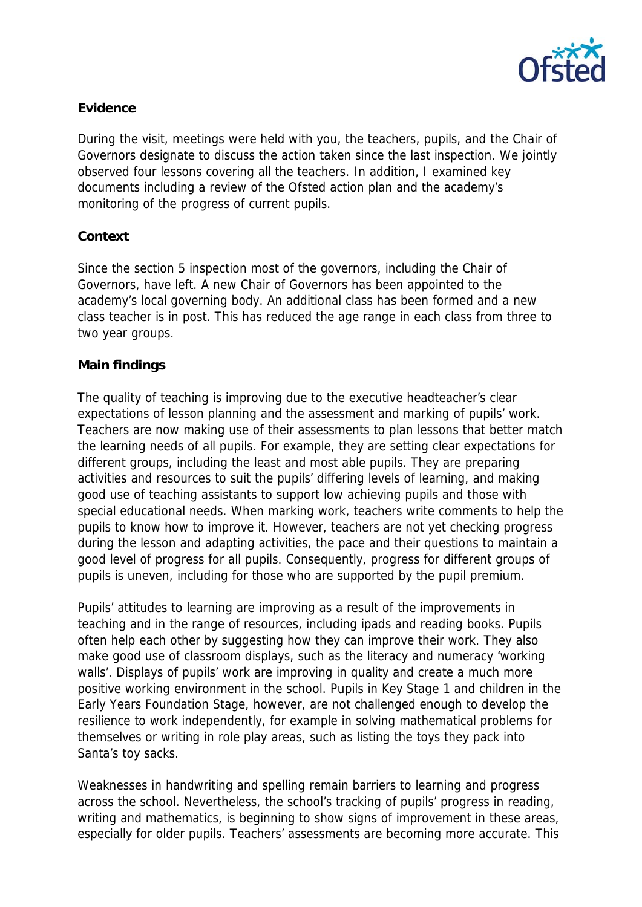**Evidence**

During the visit, meetings were held with you, the teachers, pupils, and the Chair of Governors designate to discuss the action taken since the last inspection. We jointly observed four lessons covering all the teachers. In addition, I examined key documents including a review of the Ofsted action plan and the academy's monitoring of the progress of current pupils.

**Context**

Since the section 5 inspection most of the governors, including the Chair of Governors, have left. A new Chair of Governors has been appointed to the academy's local governing body. An additional class has been formed and a new class teacher is in post. This has reduced the age range in each class from three to two year groups.

**Main findings**

The quality of teaching is improving due to the executive headteacher's clear expectations of lesson planning and the assessment and marking of pupils' work. Teachers are now making use of their assessments to plan lessons that better match the learning needs of all pupils. For example, they are setting clear expectations for different groups, including the least and most able pupils. They are preparing activities and resources to suit the pupils' differing levels of learning, and making good use of teaching assistants to support low achieving pupils and those with special educational needs. When marking work, teachers write comments to help the pupils to know how to improve it. However, teachers are not yet checking progress during the lesson and adapting activities, the pace and their questions to maintain a good level of progress for all pupils. Consequently, progress for different groups of pupils is uneven, including for those who are supported by the pupil premium.

Pupils' attitudes to learning are improving as a result of the improvements in teaching and in the range of resources, including ipads and reading books. Pupils often help each other by suggesting how they can improve their work. They also make good use of classroom displays, such as the literacy and numeracy 'working walls'. Displays of pupils' work are improving in quality and create a much more positive working environment in the school. Pupils in Key Stage 1 and children in the Early Years Foundation Stage, however, are not challenged enough to develop the resilience to work independently, for example in solving mathematical problems for themselves or writing in role play areas, such as listing the toys they pack into Santa's toy sacks.

Weaknesses in handwriting and spelling remain barriers to learning and progress across the school. Nevertheless, the school's tracking of pupils' progress in reading, writing and mathematics, is beginning to show signs of improvement in these areas, especially for older pupils. Teachers' assessments are becoming more accurate. This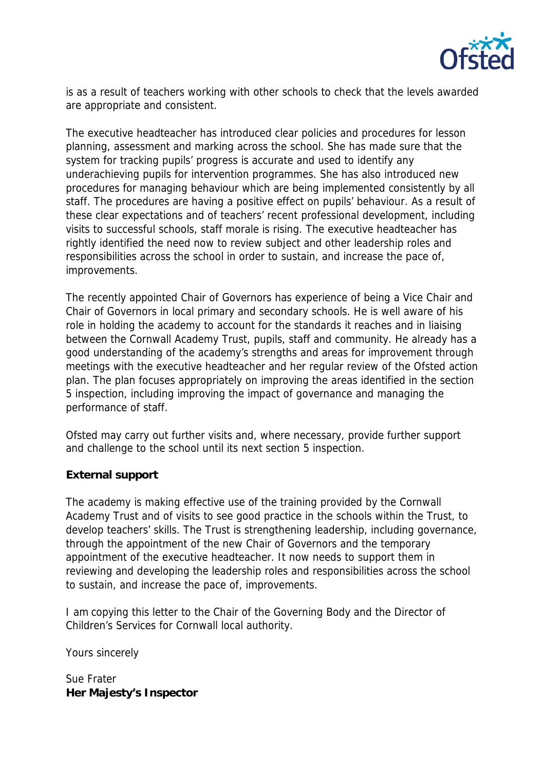is as a result of teachers working with other schools to check that the levels awarded are appropriate and consistent.

The executive headteacher has introduced clear policies and procedures for lesson planning, assessment and marking across the school. She has made sure that the system for tracking pupils' progress is accurate and used to identify any underachieving pupils for intervention programmes. She has also introduced new procedures for managing behaviour which are being implemented consistently by all staff. The procedures are having a positive effect on pupils' behaviour. As a result of these clear expectations and of teachers' recent professional development, including visits to successful schools, staff morale is rising. The executive headteacher has rightly identified the need now to review subject and other leadership roles and responsibilities across the school in order to sustain, and increase the pace of, improvements.

The recently appointed Chair of Governors has experience of being a Vice Chair and Chair of Governors in local primary and secondary schools. He is well aware of his role in holding the academy to account for the standards it reaches and in liaising between the Cornwall Academy Trust, pupils, staff and community. He already has a good understanding of the academy's strengths and areas for improvement through meetings with the executive headteacher and her regular review of the Ofsted action plan. The plan focuses appropriately on improving the areas identified in the section 5 inspection, including improving the impact of governance and managing the performance of staff.

Ofsted may carry out further visits and, where necessary, provide further support and challenge to the school until its next section 5 inspection.

**External support**

The academy is making effective use of the training provided by the Cornwall Academy Trust and of visits to see good practice in the schools within the Trust, to develop teachers' skills. The Trust is strengthening leadership, including governance, through the appointment of the new Chair of Governors and the temporary appointment of the executive headteacher. It now needs to support them in reviewing and developing the leadership roles and responsibilities across the school to sustain, and increase the pace of, improvements.

I am copying this letter to the Chair of the Governing Body and the Director of Children's Services for Cornwall local authority.

Yours sincerely

Sue Frater
**Her Majesty's Inspector**